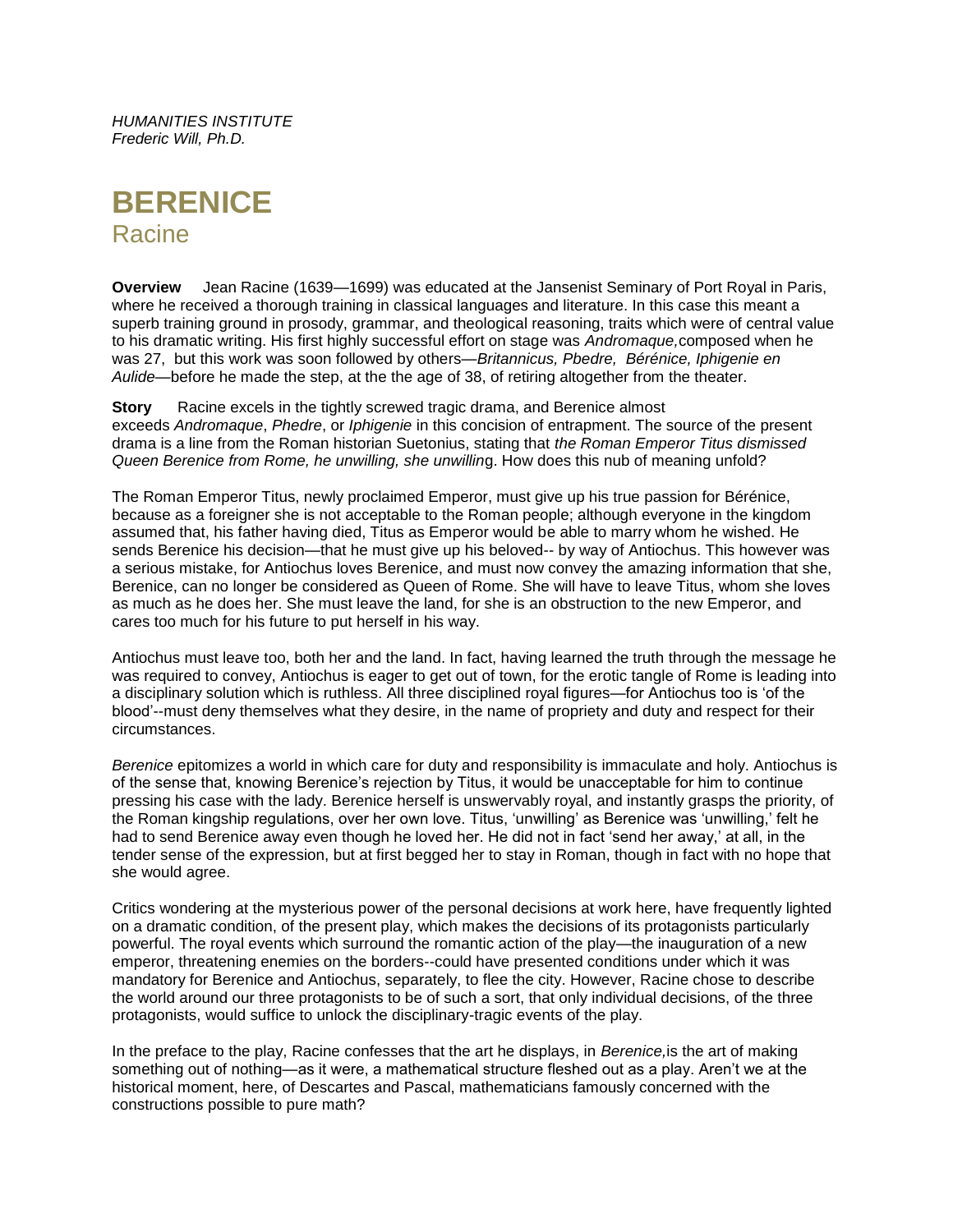*HUMANITIES INSTITUTE*
*Frederic Will, Ph.D.*

# BERENICE

## Racine

**Overview** Jean Racine (1639—1699) was educated at the Jansenist Seminary of Port Royal in Paris, where he received a thorough training in classical languages and literature. In this case this meant a superb training ground in prosody, grammar, and theological reasoning, traits which were of central value to his dramatic writing. His first highly successful effort on stage was *Andromaque,* composed when he was 27, but this work was soon followed by others—*Britannicus, Pbedre, Bérénice, Iphigenie en Aulide*—before he made the step, at the the age of 38, of retiring altogether from the theater.

**Story** Racine excels in the tightly screwed tragic drama, and Berenice almost exceeds *Andromaque*, *Phedre*, or *Iphigenie* in this concision of entrapment. The source of the present drama is a line from the Roman historian Suetonius, stating that *the Roman Emperor Titus dismissed Queen Berenice from Rome, he unwilling, she unwillin*g. How does this nub of meaning unfold?

The Roman Emperor Titus, newly proclaimed Emperor, must give up his true passion for Bérénice, because as a foreigner she is not acceptable to the Roman people; although everyone in the kingdom assumed that, his father having died, Titus as Emperor would be able to marry whom he wished. He sends Berenice his decision—that he must give up his beloved-- by way of Antiochus. This however was a serious mistake, for Antiochus loves Berenice, and must now convey the amazing information that she, Berenice, can no longer be considered as Queen of Rome. She will have to leave Titus, whom she loves as much as he does her. She must leave the land, for she is an obstruction to the new Emperor, and cares too much for his future to put herself in his way.

Antiochus must leave too, both her and the land. In fact, having learned the truth through the message he was required to convey, Antiochus is eager to get out of town, for the erotic tangle of Rome is leading into a disciplinary solution which is ruthless. All three disciplined royal figures—for Antiochus too is 'of the blood'--must deny themselves what they desire, in the name of propriety and duty and respect for their circumstances.

*Berenice* epitomizes a world in which care for duty and responsibility is immaculate and holy. Antiochus is of the sense that, knowing Berenice's rejection by Titus, it would be unacceptable for him to continue pressing his case with the lady. Berenice herself is unswervably royal, and instantly grasps the priority, of the Roman kingship regulations, over her own love. Titus, 'unwilling' as Berenice was 'unwilling,' felt he had to send Berenice away even though he loved her. He did not in fact 'send her away,' at all, in the tender sense of the expression, but at first begged her to stay in Roman, though in fact with no hope that she would agree.

Critics wondering at the mysterious power of the personal decisions at work here, have frequently lighted on a dramatic condition, of the present play, which makes the decisions of its protagonists particularly powerful. The royal events which surround the romantic action of the play—the inauguration of a new emperor, threatening enemies on the borders--could have presented conditions under which it was mandatory for Berenice and Antiochus, separately, to flee the city. However, Racine chose to describe the world around our three protagonists to be of such a sort, that only individual decisions, of the three protagonists, would suffice to unlock the disciplinary-tragic events of the play.

In the preface to the play, Racine confesses that the art he displays, in *Berenice,* is the art of making something out of nothing—as it were, a mathematical structure fleshed out as a play. Aren't we at the historical moment, here, of Descartes and Pascal, mathematicians famously concerned with the constructions possible to pure math?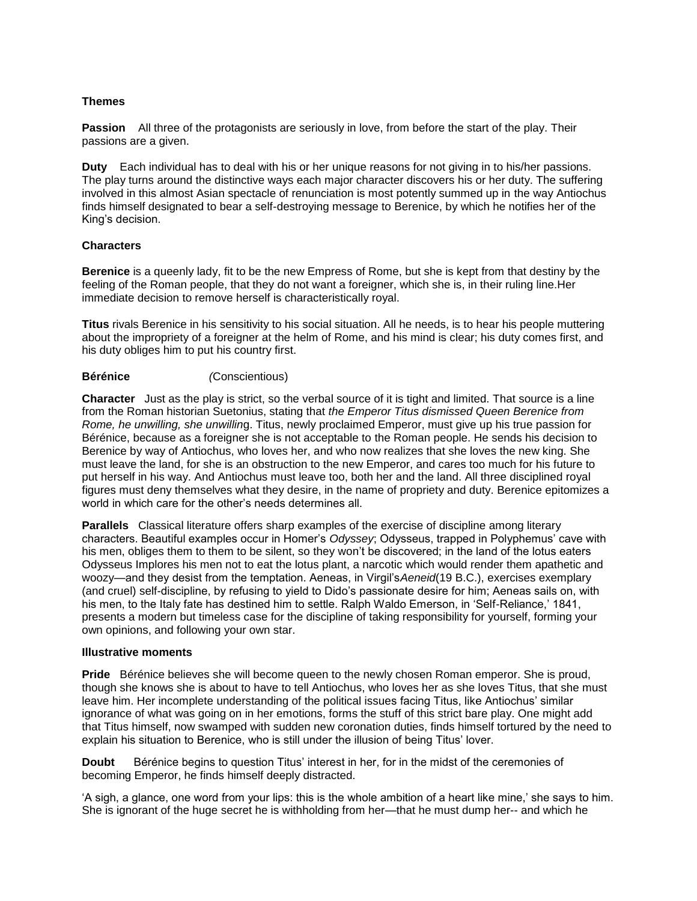**Themes**

**Passion** All three of the protagonists are seriously in love, from before the start of the play. Their passions are a given.

**Duty** Each individual has to deal with his or her unique reasons for not giving in to his/her passions. The play turns around the distinctive ways each major character discovers his or her duty. The suffering involved in this almost Asian spectacle of renunciation is most potently summed up in the way Antiochus finds himself designated to bear a self-destroying message to Berenice, by which he notifies her of the King's decision.

**Characters**

**Berenice** is a queenly lady, fit to be the new Empress of Rome, but she is kept from that destiny by the feeling of the Roman people, that they do not want a foreigner, which she is, in their ruling line.Her immediate decision to remove herself is characteristically royal.

**Titus** rivals Berenice in his sensitivity to his social situation. All he needs, is to hear his people muttering about the impropriety of a foreigner at the helm of Rome, and his mind is clear; his duty comes first, and his duty obliges him to put his country first.

**Bérénice** *(*Conscientious)

**Character** Just as the play is strict, so the verbal source of it is tight and limited. That source is a line from the Roman historian Suetonius, stating that *the Emperor Titus dismissed Queen Berenice from Rome, he unwilling, she unwillin*g. Titus, newly proclaimed Emperor, must give up his true passion for Bérénice, because as a foreigner she is not acceptable to the Roman people. He sends his decision to Berenice by way of Antiochus, who loves her, and who now realizes that she loves the new king. She must leave the land, for she is an obstruction to the new Emperor, and cares too much for his future to put herself in his way. And Antiochus must leave too, both her and the land. All three disciplined royal figures must deny themselves what they desire, in the name of propriety and duty. Berenice epitomizes a world in which care for the other's needs determines all.

**Parallels** Classical literature offers sharp examples of the exercise of discipline among literary characters. Beautiful examples occur in Homer's *Odyssey*; Odysseus, trapped in Polyphemus' cave with his men, obliges them to them to be silent, so they won't be discovered; in the land of the lotus eaters Odysseus Implores his men not to eat the lotus plant, a narcotic which would render them apathetic and woozy—and they desist from the temptation. Aeneas, in Virgil's*Aeneid*(19 B.C.), exercises exemplary (and cruel) self-discipline, by refusing to yield to Dido's passionate desire for him; Aeneas sails on, with his men, to the Italy fate has destined him to settle. Ralph Waldo Emerson, in 'Self-Reliance,' 1841, presents a modern but timeless case for the discipline of taking responsibility for yourself, forming your own opinions, and following your own star.

**Illustrative moments**

**Pride** Bérénice believes she will become queen to the newly chosen Roman emperor. She is proud, though she knows she is about to have to tell Antiochus, who loves her as she loves Titus, that she must leave him. Her incomplete understanding of the political issues facing Titus, like Antiochus' similar ignorance of what was going on in her emotions, forms the stuff of this strict bare play. One might add that Titus himself, now swamped with sudden new coronation duties, finds himself tortured by the need to explain his situation to Berenice, who is still under the illusion of being Titus' lover.

**Doubt** Bérénice begins to question Titus' interest in her, for in the midst of the ceremonies of becoming Emperor, he finds himself deeply distracted.

'A sigh, a glance, one word from your lips: this is the whole ambition of a heart like mine,' she says to him. She is ignorant of the huge secret he is withholding from her—that he must dump her-- and which he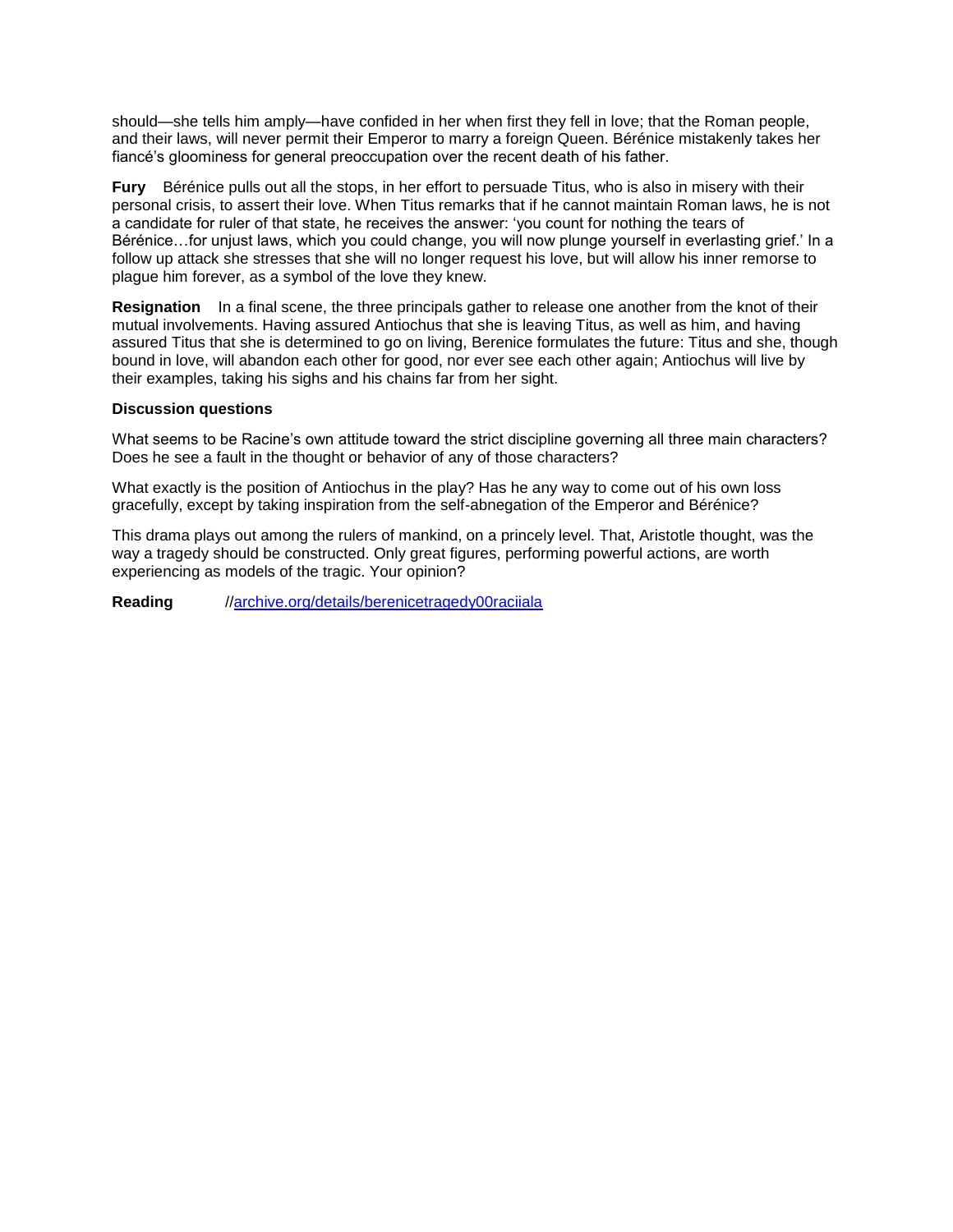should—she tells him amply—have confided in her when first they fell in love; that the Roman people, and their laws, will never permit their Emperor to marry a foreign Queen. Bérénice mistakenly takes her fiancé's gloominess for general preoccupation over the recent death of his father.

**Fury** Bérénice pulls out all the stops, in her effort to persuade Titus, who is also in misery with their personal crisis, to assert their love. When Titus remarks that if he cannot maintain Roman laws, he is not a candidate for ruler of that state, he receives the answer: 'you count for nothing the tears of Bérénice…for unjust laws, which you could change, you will now plunge yourself in everlasting grief.' In a follow up attack she stresses that she will no longer request his love, but will allow his inner remorse to plague him forever, as a symbol of the love they knew.

**Resignation** In a final scene, the three principals gather to release one another from the knot of their mutual involvements. Having assured Antiochus that she is leaving Titus, as well as him, and having assured Titus that she is determined to go on living, Berenice formulates the future: Titus and she, though bound in love, will abandon each other for good, nor ever see each other again; Antiochus will live by their examples, taking his sighs and his chains far from her sight.

**Discussion questions**

What seems to be Racine's own attitude toward the strict discipline governing all three main characters? Does he see a fault in the thought or behavior of any of those characters?

What exactly is the position of Antiochus in the play? Has he any way to come out of his own loss gracefully, except by taking inspiration from the self-abnegation of the Emperor and Bérénice?

This drama plays out among the rulers of mankind, on a princely level. That, Aristotle thought, was the way a tragedy should be constructed. Only great figures, performing powerful actions, are worth experiencing as models of the tragic. Your opinion?

**Reading** //archive.org/details/berenicetragedy00raciiala